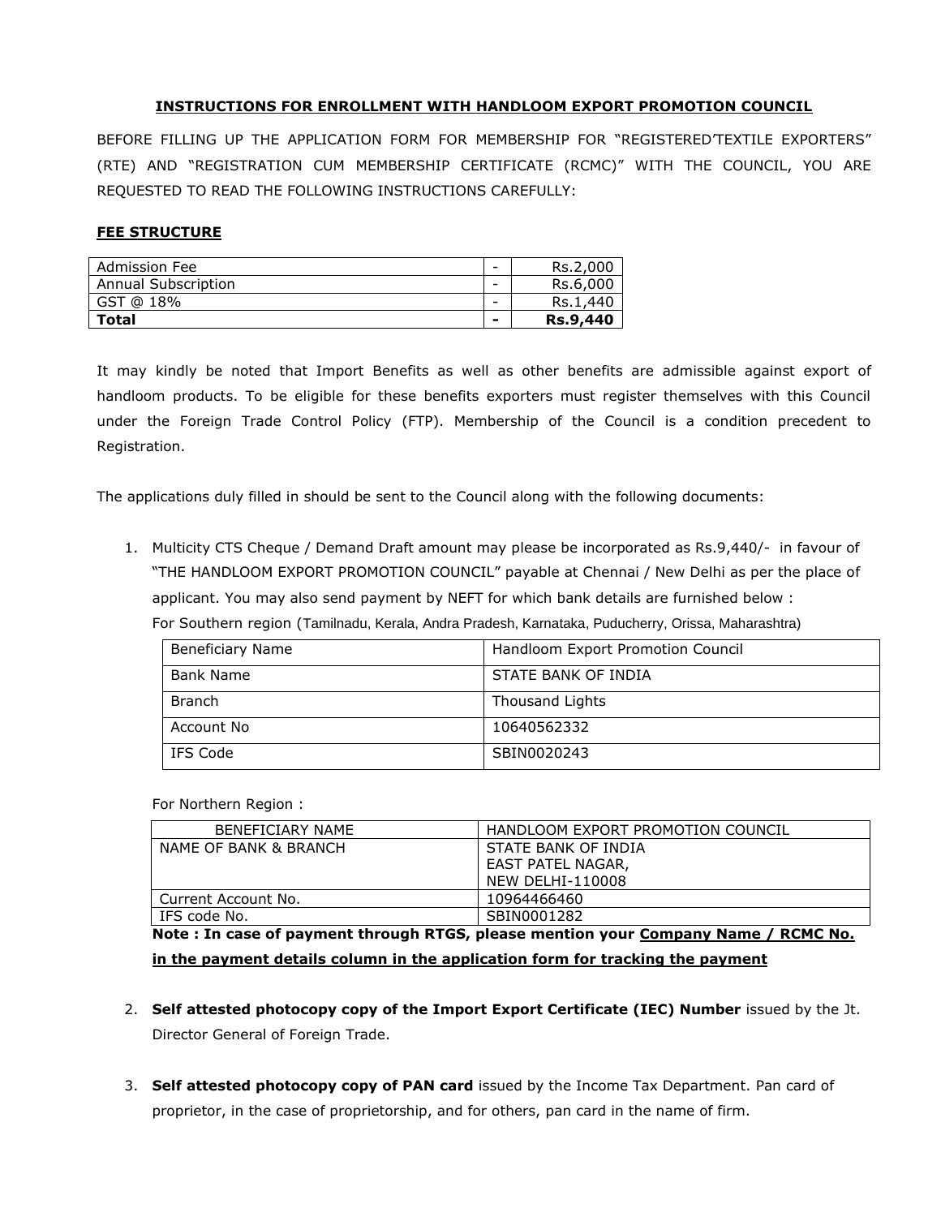## INSTRUCTIONS FOR ENROLLMENT WITH HANDLOOM EXPORT PROMOTION COUNCIL

BEFORE FILLING UP THE APPLICATION FORM FOR MEMBERSHIP FOR "REGISTERED'TEXTILE EXPORTERS" (RTE) AND "REGISTRATION CUM MEMBERSHIP CERTIFICATE (RCMC)" WITH THE COUNCIL, YOU ARE REQUESTED TO READ THE FOLLOWING INSTRUCTIONS CAREFULLY:

### FEE STRUCTURE

| | | |
|---|---|---|
| Admission Fee | - | Rs.2,000 |
| Annual Subscription | - | Rs.6,000 |
| GST @ 18% | - | Rs.1,440 |
| **Total** | **-** | **Rs.9,440** |

It may kindly be noted that Import Benefits as well as other benefits are admissible against export of handloom products. To be eligible for these benefits exporters must register themselves with this Council under the Foreign Trade Control Policy (FTP). Membership of the Council is a condition precedent to Registration.

The applications duly filled in should be sent to the Council along with the following documents:

1. Multicity CTS Cheque / Demand Draft amount may please be incorporated as Rs.9,440/- in favour of "THE HANDLOOM EXPORT PROMOTION COUNCIL" payable at Chennai / New Delhi as per the place of applicant. You may also send payment by NEFT for which bank details are furnished below :

   For Southern region (Tamilnadu, Kerala, Andra Pradesh, Karnataka, Puducherry, Orissa, Maharashtra)

   | | |
   |---|---|
   | Beneficiary Name | Handloom Export Promotion Council |
   | Bank Name | STATE BANK OF INDIA |
   | Branch | Thousand Lights |
   | Account No | 10640562332 |
   | IFS Code | SBIN0020243 |

   For Northern Region :

   | | |
   |---|---|
   | BENEFICIARY NAME | HANDLOOM EXPORT PROMOTION COUNCIL |
   | NAME OF BANK & BRANCH | STATE BANK OF INDIA<br>EAST PATEL NAGAR,<br>NEW DELHI-110008 |
   | Current Account No. | 10964466460 |
   | IFS code No. | SBIN0001282 |

   **Note : In case of payment through RTGS, please mention your Company Name / RCMC No. in the payment details column in the application form for tracking the payment**

2. **Self attested photocopy copy of the Import Export Certificate (IEC) Number** issued by the Jt. Director General of Foreign Trade.

3. **Self attested photocopy copy of PAN card** issued by the Income Tax Department. Pan card of proprietor, in the case of proprietorship, and for others, pan card in the name of firm.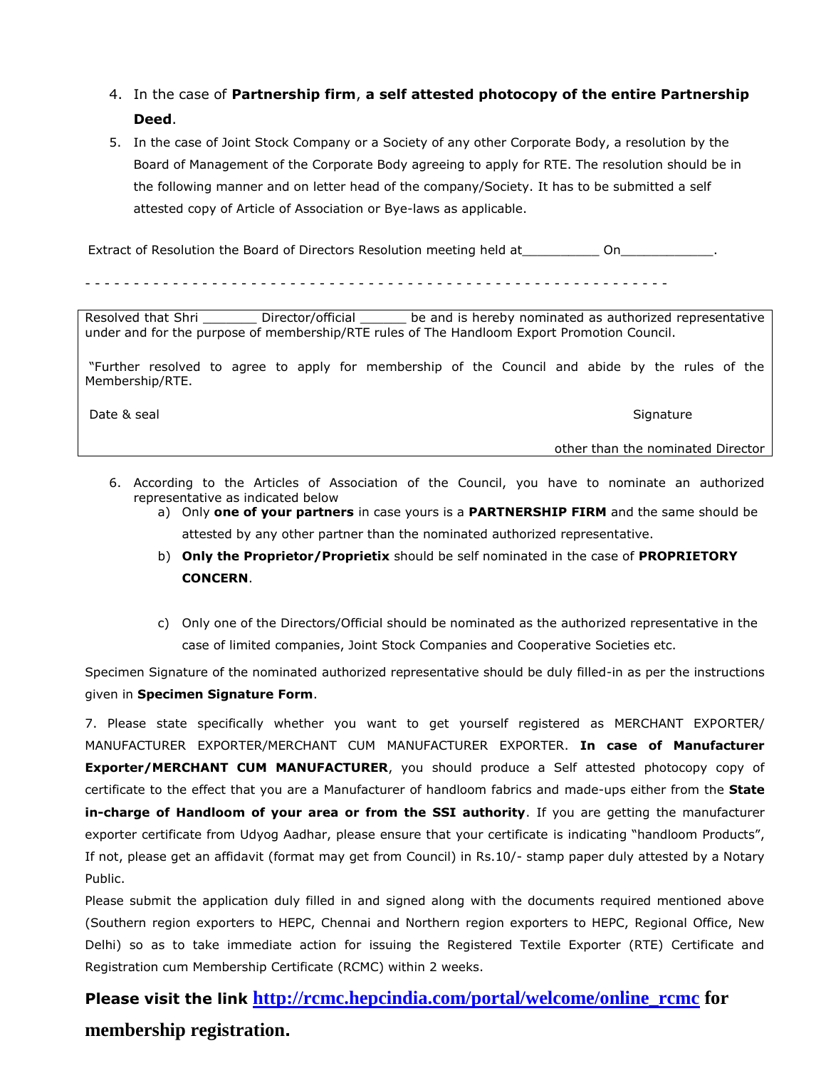4. In the case of **Partnership firm**, **a self attested photocopy of the entire Partnership Deed**.
5. In the case of Joint Stock Company or a Society of any other Corporate Body, a resolution by the Board of Management of the Corporate Body agreeing to apply for RTE. The resolution should be in the following manner and on letter head of the company/Society. It has to be submitted a self attested copy of Article of Association or Bye-laws as applicable.

Extract of Resolution the Board of Directors Resolution meeting held at__________ On____________.

\- - - - - - - - - - - - - - - - - - - - - - - - - - - - - - - - - - - - - - - - - - - - - - - - - - - - - - - - - - -

| |
|---|
| Resolved that Shri _______ Director/official ______ be and is hereby nominated as authorized representative under and for the purpose of membership/RTE rules of The Handloom Export Promotion Council.<br><br>"Further resolved to agree to apply for membership of the Council and abide by the rules of the Membership/RTE.<br><br>Date & seal Signature<br><br>other than the nominated Director |

6. According to the Articles of Association of the Council, you have to nominate an authorized representative as indicated below
   a) Only **one of your partners** in case yours is a **PARTNERSHIP FIRM** and the same should be attested by any other partner than the nominated authorized representative.
   b) **Only the Proprietor/Proprietix** should be self nominated in the case of **PROPRIETORY CONCERN**.
   c) Only one of the Directors/Official should be nominated as the authorized representative in the case of limited companies, Joint Stock Companies and Cooperative Societies etc.

Specimen Signature of the nominated authorized representative should be duly filled-in as per the instructions given in **Specimen Signature Form**.

7. Please state specifically whether you want to get yourself registered as MERCHANT EXPORTER/ MANUFACTURER EXPORTER/MERCHANT CUM MANUFACTURER EXPORTER. **In case of Manufacturer Exporter/MERCHANT CUM MANUFACTURER**, you should produce a Self attested photocopy copy of certificate to the effect that you are a Manufacturer of handloom fabrics and made-ups either from the **State in-charge of Handloom of your area or from the SSI authority**. If you are getting the manufacturer exporter certificate from Udyog Aadhar, please ensure that your certificate is indicating "handloom Products", If not, please get an affidavit (format may get from Council) in Rs.10/- stamp paper duly attested by a Notary Public.

Please submit the application duly filled in and signed along with the documents required mentioned above (Southern region exporters to HEPC, Chennai and Northern region exporters to HEPC, Regional Office, New Delhi) so as to take immediate action for issuing the Registered Textile Exporter (RTE) Certificate and Registration cum Membership Certificate (RCMC) within 2 weeks.

**Please visit the link [http://rcmc.hepcindia.com/portal/welcome/online_rcmc](http://rcmc.hepcindia.com/portal/welcome/online_rcmc) for membership registration.**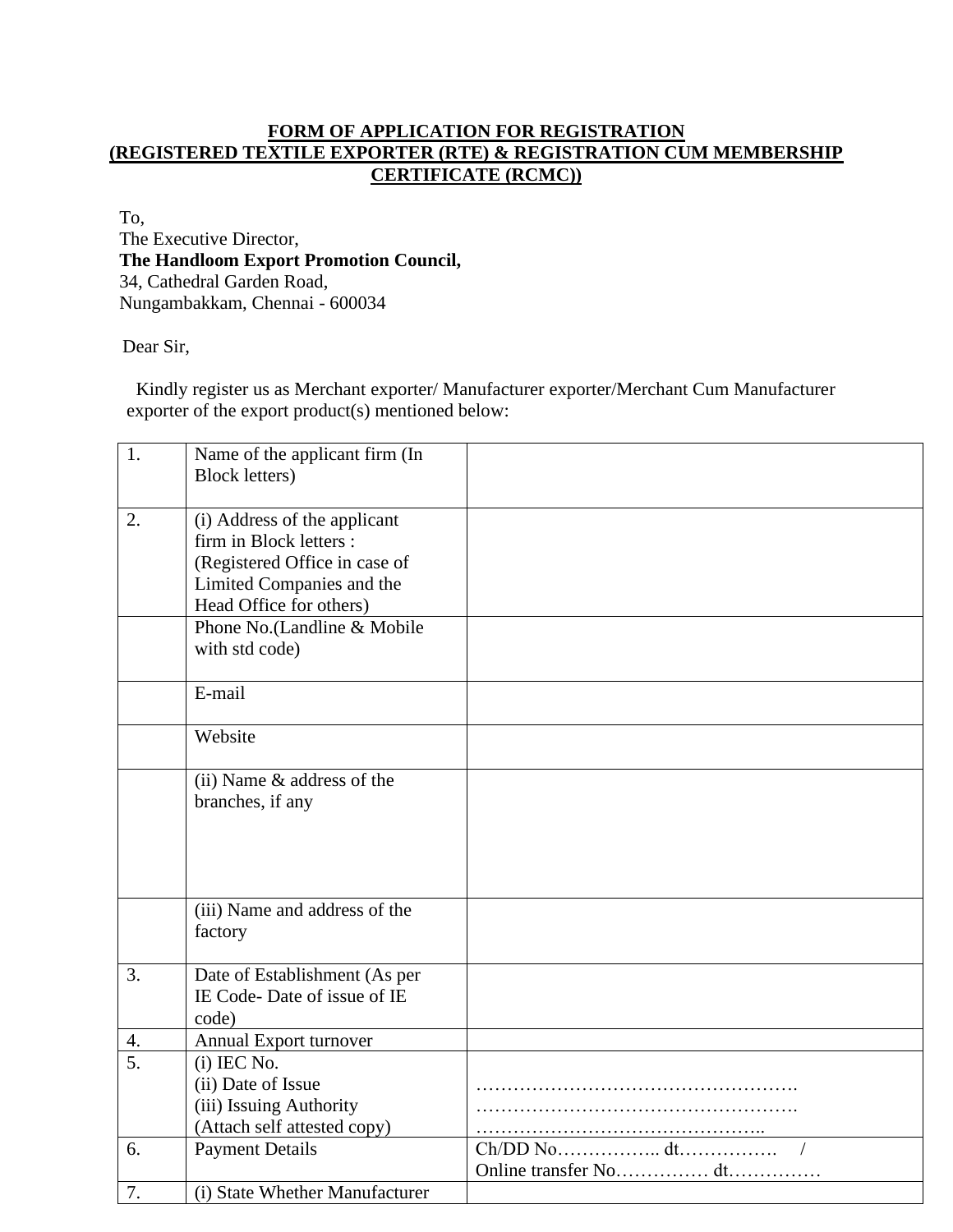**FORM OF APPLICATION FOR REGISTRATION**
**(REGISTERED TEXTILE EXPORTER (RTE) & REGISTRATION CUM MEMBERSHIP CERTIFICATE (RCMC))**

To,
The Executive Director,
**The Handloom Export Promotion Council,**
34, Cathedral Garden Road,
Nungambakkam, Chennai - 600034

Dear Sir,

Kindly register us as Merchant exporter/ Manufacturer exporter/Merchant Cum Manufacturer exporter of the export product(s) mentioned below:

| | | |
|---|---|---|
| 1. | Name of the applicant firm (In Block letters) | |
| 2. | (i) Address of the applicant firm in Block letters : (Registered Office in case of Limited Companies and the Head Office for others) | |
| | Phone No.(Landline & Mobile with std code) | |
| | E-mail | |
| | Website | |
| | (ii) Name & address of the branches, if any | |
| | (iii) Name and address of the factory | |
| 3. | Date of Establishment (As per IE Code- Date of issue of IE code) | |
| 4. | Annual Export turnover | |
| 5. | (i) IEC No.<br>(ii) Date of Issue<br>(iii) Issuing Authority<br>(Attach self attested copy) | …………………………………………….<br>…………………………………………….<br>……………………………………….. |
| 6. | Payment Details | Ch/DD No…………….. dt……………. /<br>Online transfer No…………… dt…………… |
| 7. | (i) State Whether Manufacturer | |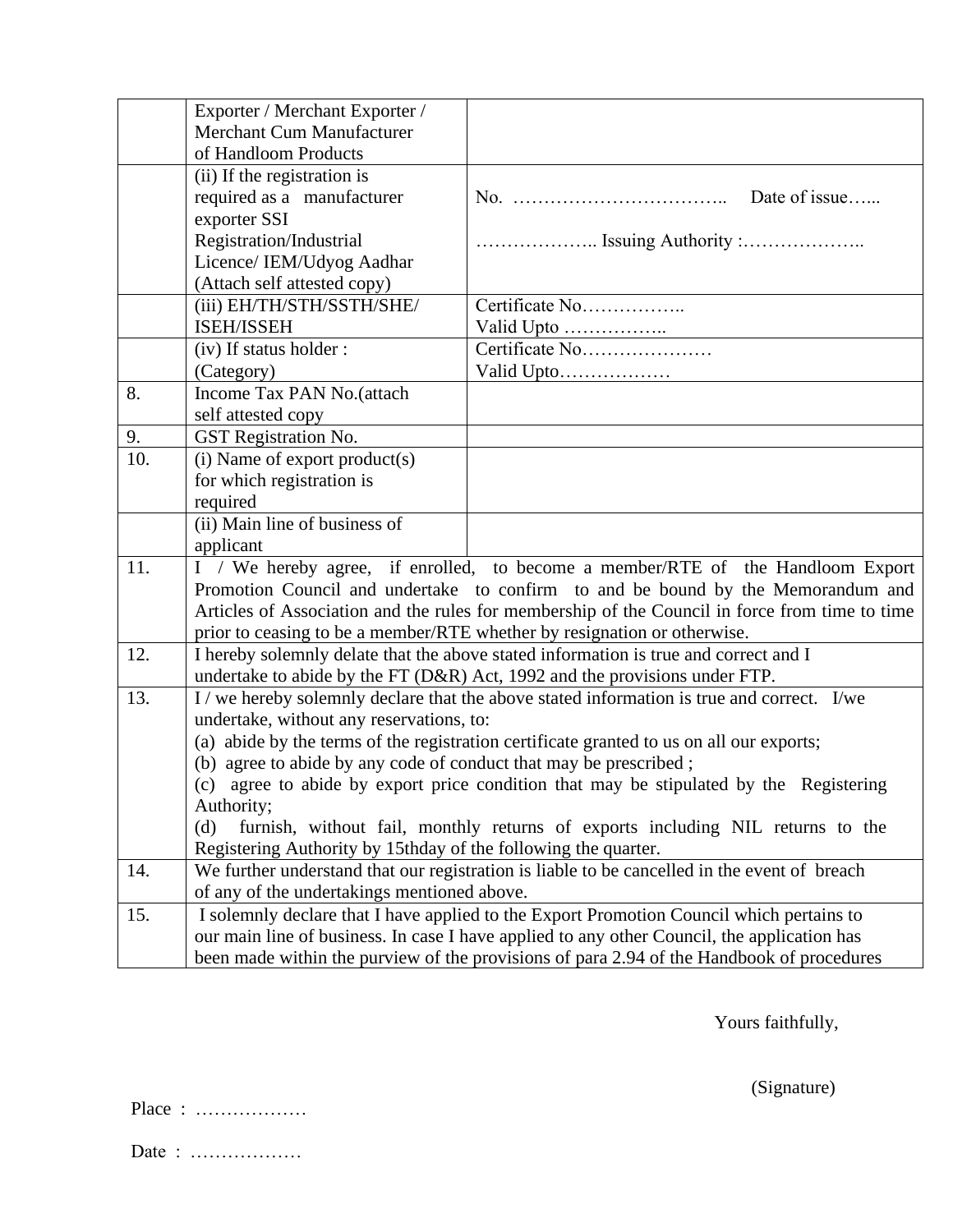| | | |
|---|---|---|
| | Exporter / Merchant Exporter / Merchant Cum Manufacturer of Handloom Products | |
| | (ii) If the registration is required as a manufacturer exporter SSI Registration/Industrial Licence/ IEM/Udyog Aadhar (Attach self attested copy) | No. …………………………….. Date of issue…... ……………….. Issuing Authority :……………….. |
| | (iii) EH/TH/STH/SSTH/SHE/ ISEH/ISSEH | Certificate No…………….. Valid Upto …………….. |
| | (iv) If status holder : (Category) | Certificate No………………… Valid Upto……………… |
| 8. | Income Tax PAN No.(attach self attested copy | |
| 9. | GST Registration No. | |
| 10. | (i) Name of export product(s) for which registration is required | |
| | (ii) Main line of business of applicant | |
| 11. | I / We hereby agree, if enrolled, to become a member/RTE of the Handloom Export Promotion Council and undertake to confirm to and be bound by the Memorandum and Articles of Association and the rules for membership of the Council in force from time to time prior to ceasing to be a member/RTE whether by resignation or otherwise. | |
| 12. | I hereby solemnly delate that the above stated information is true and correct and I undertake to abide by the FT (D&R) Act, 1992 and the provisions under FTP. | |
| 13. | I / we hereby solemnly declare that the above stated information is true and correct. I/we undertake, without any reservations, to:<br>(a) abide by the terms of the registration certificate granted to us on all our exports;<br>(b) agree to abide by any code of conduct that may be prescribed ;<br>(c) agree to abide by export price condition that may be stipulated by the Registering Authority;<br>(d) furnish, without fail, monthly returns of exports including NIL returns to the Registering Authority by 15thday of the following the quarter. | |
| 14. | We further understand that our registration is liable to be cancelled in the event of breach of any of the undertakings mentioned above. | |
| 15. | I solemnly declare that I have applied to the Export Promotion Council which pertains to our main line of business. In case I have applied to any other Council, the application has been made within the purview of the provisions of para 2.94 of the Handbook of procedures | |

Yours faithfully,

(Signature)

Place : ………………

Date : ………………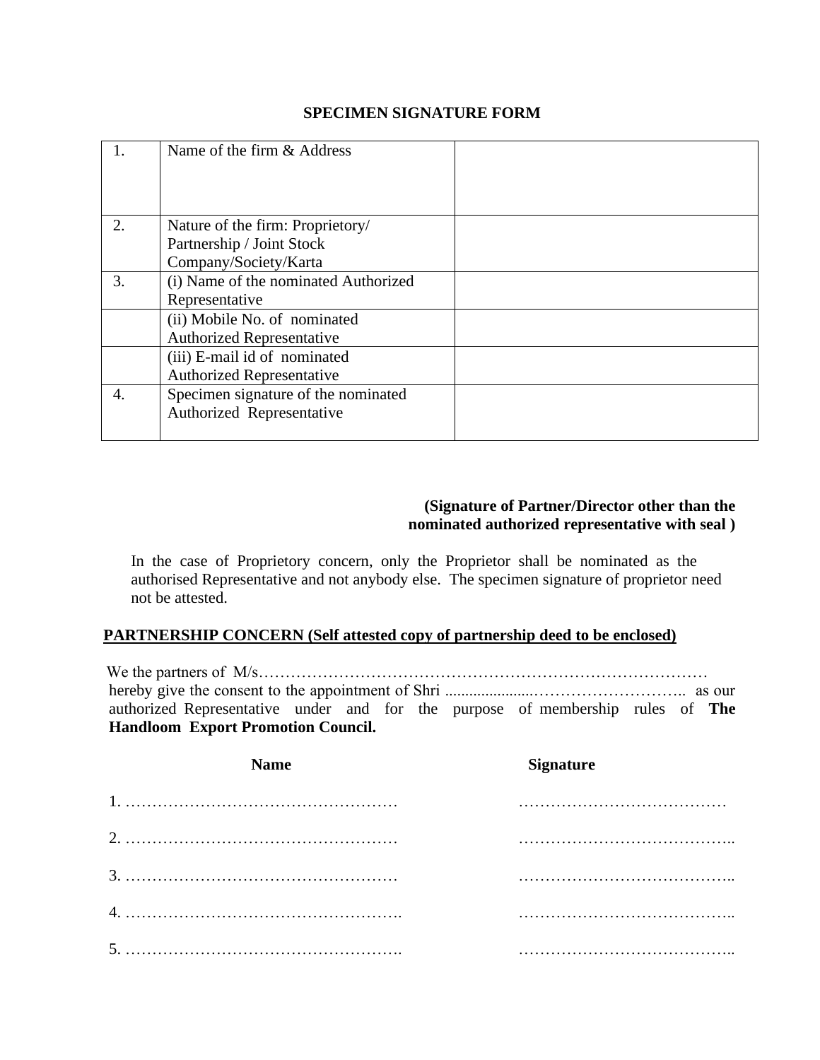## SPECIMEN SIGNATURE FORM

| | | |
|---|---|---|
| 1. | Name of the firm & Address | |
| 2. | Nature of the firm: Proprietory/ Partnership / Joint Stock Company/Society/Karta | |
| 3. | (i) Name of the nominated Authorized Representative | |
| | (ii) Mobile No. of nominated Authorized Representative | |
| | (iii) E-mail id of nominated Authorized Representative | |
| 4. | Specimen signature of the nominated Authorized Representative | |

**(Signature of Partner/Director other than the nominated authorized representative with seal )**

In the case of Proprietory concern, only the Proprietor shall be nominated as the authorised Representative and not anybody else. The specimen signature of proprietor need not be attested.

**PARTNERSHIP CONCERN (Self attested copy of partnership deed to be enclosed)**

We the partners of M/s………………………………………………………………………… hereby give the consent to the appointment of Shri .....................……………………….. as our authorized Representative under and for the purpose of membership rules of **The Handloom Export Promotion Council.**

| **Name** | **Signature** |
|---|---|
| 1. …………………………………………… | ………………………………… |
| 2. …………………………………………… | ………………………………….. |
| 3. …………………………………………… | ………………………………….. |
| 4. ……………………………………………. | ………………………………….. |
| 5. ……………………………………………. | ………………………………….. |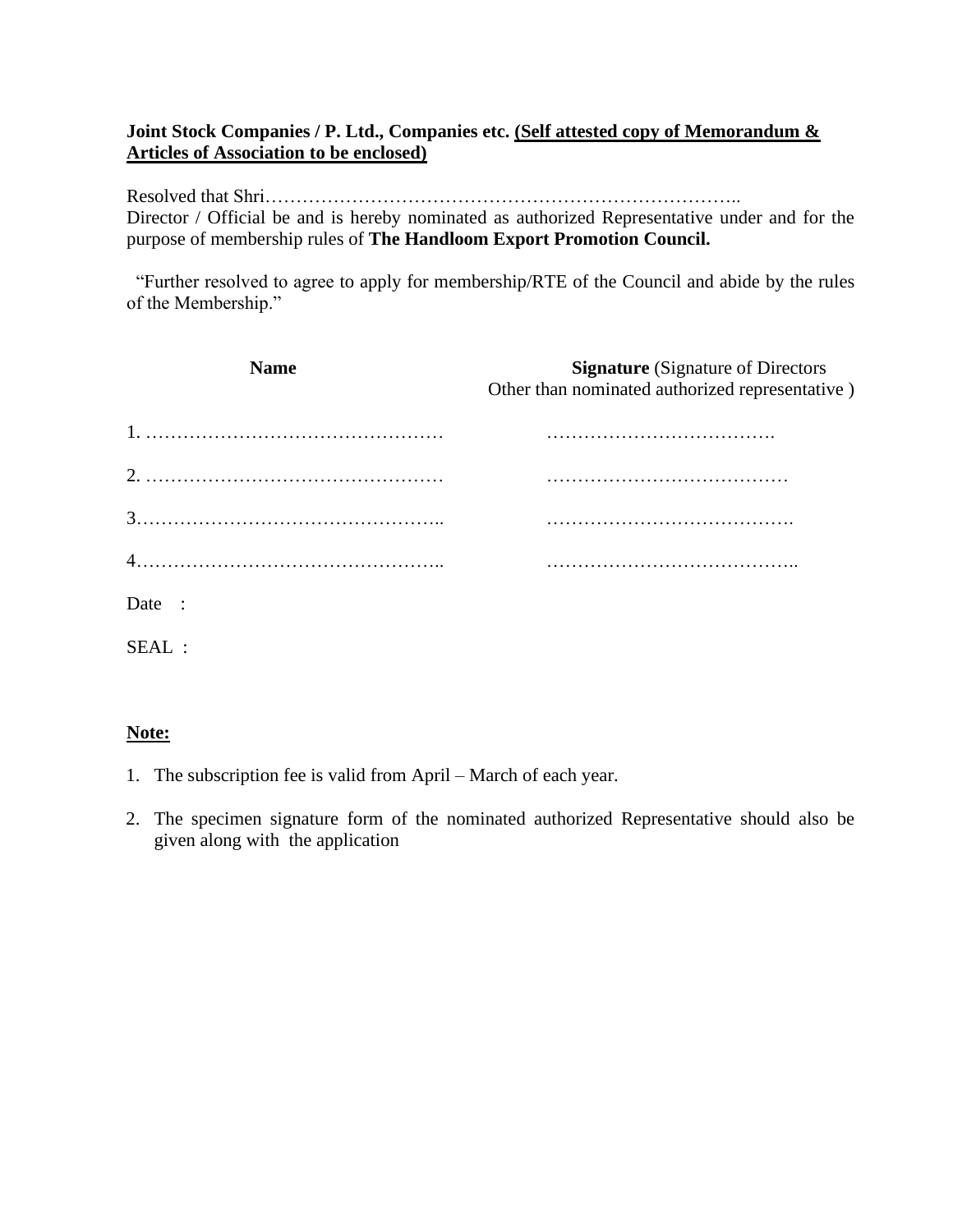**Joint Stock Companies / P. Ltd., Companies etc.** **(Self attested copy of Memorandum & Articles of Association to be enclosed)**

Resolved that Shri…………………………………………………………………..
Director / Official be and is hereby nominated as authorized Representative under and for the purpose of membership rules of **The Handloom Export Promotion Council.**

"Further resolved to agree to apply for membership/RTE of the Council and abide by the rules of the Membership."

| **Name** | **Signature** (Signature of Directors Other than nominated authorized representative ) |
|---|---|
| 1. ………………………………………… | ………………………………. |
| 2. ………………………………………… | ………………………………… |
| 3………………………………………….. | …………………………………. |
| 4………………………………………….. | ………………………………….. |

Date :

SEAL :

**Note:**

1. The subscription fee is valid from April – March of each year.
2. The specimen signature form of the nominated authorized Representative should also be given along with the application